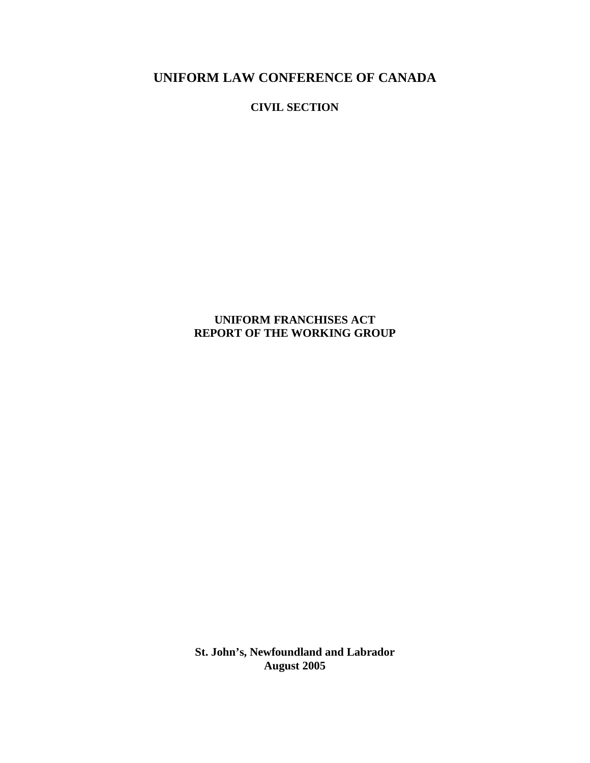# UNIFORM LAW CONFERENCE OF CANADA

## CIVIL SECTION

## UNIFORM FRANCHISES ACT
## REPORT OF THE WORKING GROUP

**St. John's, Newfoundland and Labrador**
**August 2005**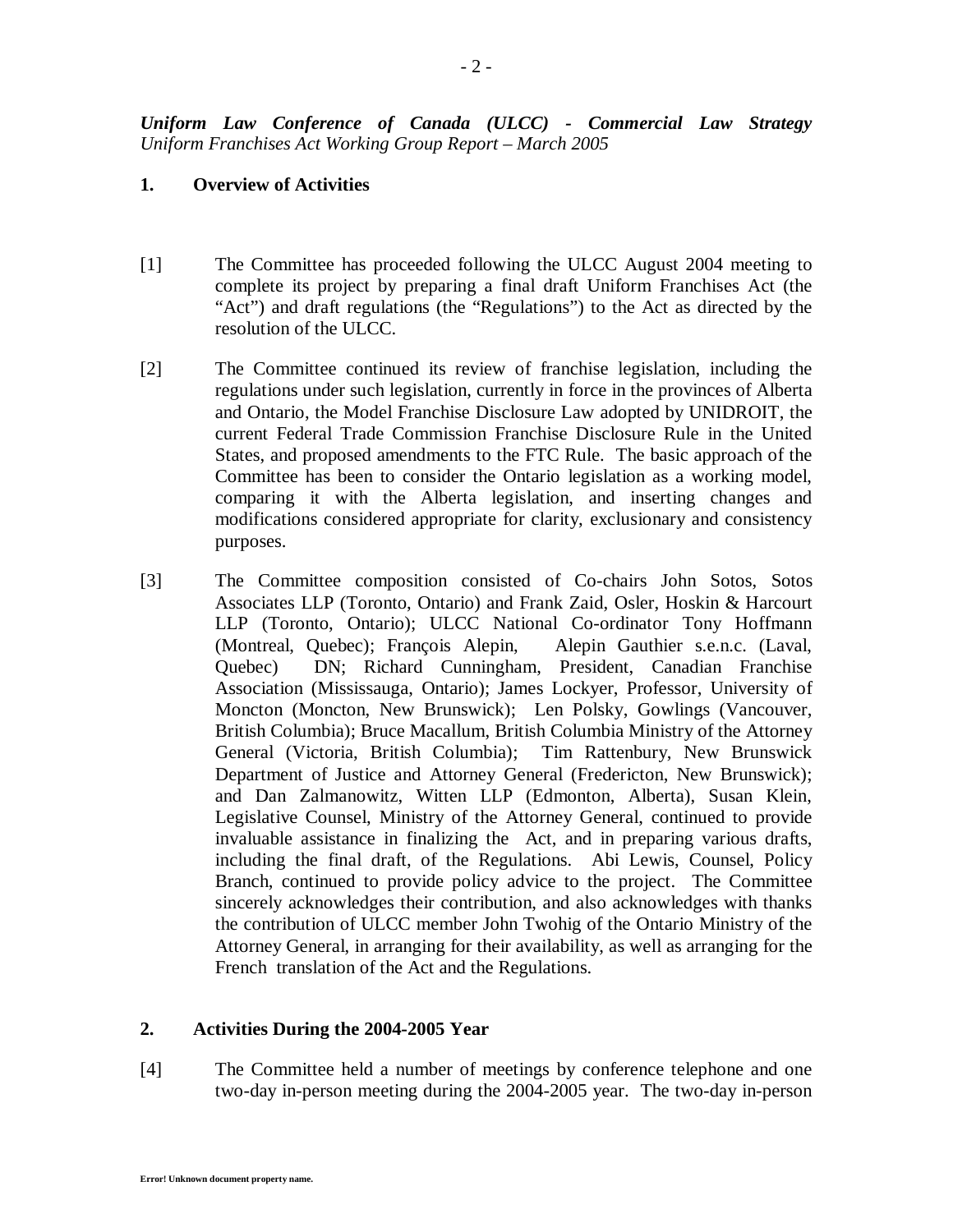***Uniform Law Conference of Canada (ULCC) - Commercial Law Strategy***
*Uniform Franchises Act Working Group Report – March 2005*

## 1. Overview of Activities

[1] The Committee has proceeded following the ULCC August 2004 meeting to complete its project by preparing a final draft Uniform Franchises Act (the "Act") and draft regulations (the "Regulations") to the Act as directed by the resolution of the ULCC.

[2] The Committee continued its review of franchise legislation, including the regulations under such legislation, currently in force in the provinces of Alberta and Ontario, the Model Franchise Disclosure Law adopted by UNIDROIT, the current Federal Trade Commission Franchise Disclosure Rule in the United States, and proposed amendments to the FTC Rule. The basic approach of the Committee has been to consider the Ontario legislation as a working model, comparing it with the Alberta legislation, and inserting changes and modifications considered appropriate for clarity, exclusionary and consistency purposes.

[3] The Committee composition consisted of Co-chairs John Sotos, Sotos Associates LLP (Toronto, Ontario) and Frank Zaid, Osler, Hoskin & Harcourt LLP (Toronto, Ontario); ULCC National Co-ordinator Tony Hoffmann (Montreal, Quebec); François Alepin, Alepin Gauthier s.e.n.c. (Laval, Quebec) DN; Richard Cunningham, President, Canadian Franchise Association (Mississauga, Ontario); James Lockyer, Professor, University of Moncton (Moncton, New Brunswick); Len Polsky, Gowlings (Vancouver, British Columbia); Bruce Macallum, British Columbia Ministry of the Attorney General (Victoria, British Columbia); Tim Rattenbury, New Brunswick Department of Justice and Attorney General (Fredericton, New Brunswick); and Dan Zalmanowitz, Witten LLP (Edmonton, Alberta), Susan Klein, Legislative Counsel, Ministry of the Attorney General, continued to provide invaluable assistance in finalizing the Act, and in preparing various drafts, including the final draft, of the Regulations. Abi Lewis, Counsel, Policy Branch, continued to provide policy advice to the project. The Committee sincerely acknowledges their contribution, and also acknowledges with thanks the contribution of ULCC member John Twohig of the Ontario Ministry of the Attorney General, in arranging for their availability, as well as arranging for the French translation of the Act and the Regulations.

## 2. Activities During the 2004-2005 Year

[4] The Committee held a number of meetings by conference telephone and one two-day in-person meeting during the 2004-2005 year. The two-day in-person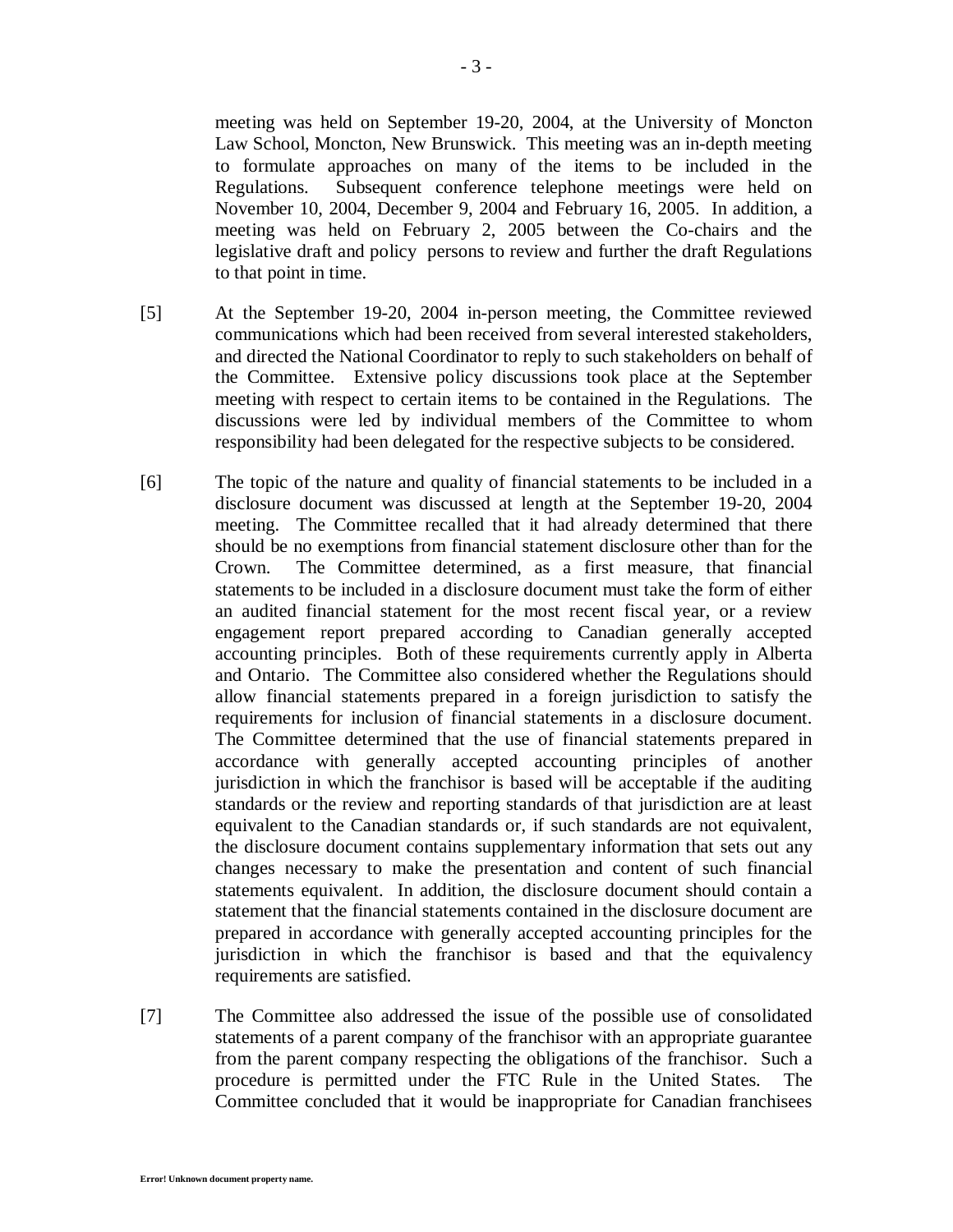meeting was held on September 19-20, 2004, at the University of Moncton Law School, Moncton, New Brunswick. This meeting was an in-depth meeting to formulate approaches on many of the items to be included in the Regulations. Subsequent conference telephone meetings were held on November 10, 2004, December 9, 2004 and February 16, 2005. In addition, a meeting was held on February 2, 2005 between the Co-chairs and the legislative draft and policy persons to review and further the draft Regulations to that point in time.

[5] At the September 19-20, 2004 in-person meeting, the Committee reviewed communications which had been received from several interested stakeholders, and directed the National Coordinator to reply to such stakeholders on behalf of the Committee. Extensive policy discussions took place at the September meeting with respect to certain items to be contained in the Regulations. The discussions were led by individual members of the Committee to whom responsibility had been delegated for the respective subjects to be considered.

[6] The topic of the nature and quality of financial statements to be included in a disclosure document was discussed at length at the September 19-20, 2004 meeting. The Committee recalled that it had already determined that there should be no exemptions from financial statement disclosure other than for the Crown. The Committee determined, as a first measure, that financial statements to be included in a disclosure document must take the form of either an audited financial statement for the most recent fiscal year, or a review engagement report prepared according to Canadian generally accepted accounting principles. Both of these requirements currently apply in Alberta and Ontario. The Committee also considered whether the Regulations should allow financial statements prepared in a foreign jurisdiction to satisfy the requirements for inclusion of financial statements in a disclosure document. The Committee determined that the use of financial statements prepared in accordance with generally accepted accounting principles of another jurisdiction in which the franchisor is based will be acceptable if the auditing standards or the review and reporting standards of that jurisdiction are at least equivalent to the Canadian standards or, if such standards are not equivalent, the disclosure document contains supplementary information that sets out any changes necessary to make the presentation and content of such financial statements equivalent. In addition, the disclosure document should contain a statement that the financial statements contained in the disclosure document are prepared in accordance with generally accepted accounting principles for the jurisdiction in which the franchisor is based and that the equivalency requirements are satisfied.

[7] The Committee also addressed the issue of the possible use of consolidated statements of a parent company of the franchisor with an appropriate guarantee from the parent company respecting the obligations of the franchisor. Such a procedure is permitted under the FTC Rule in the United States. The Committee concluded that it would be inappropriate for Canadian franchisees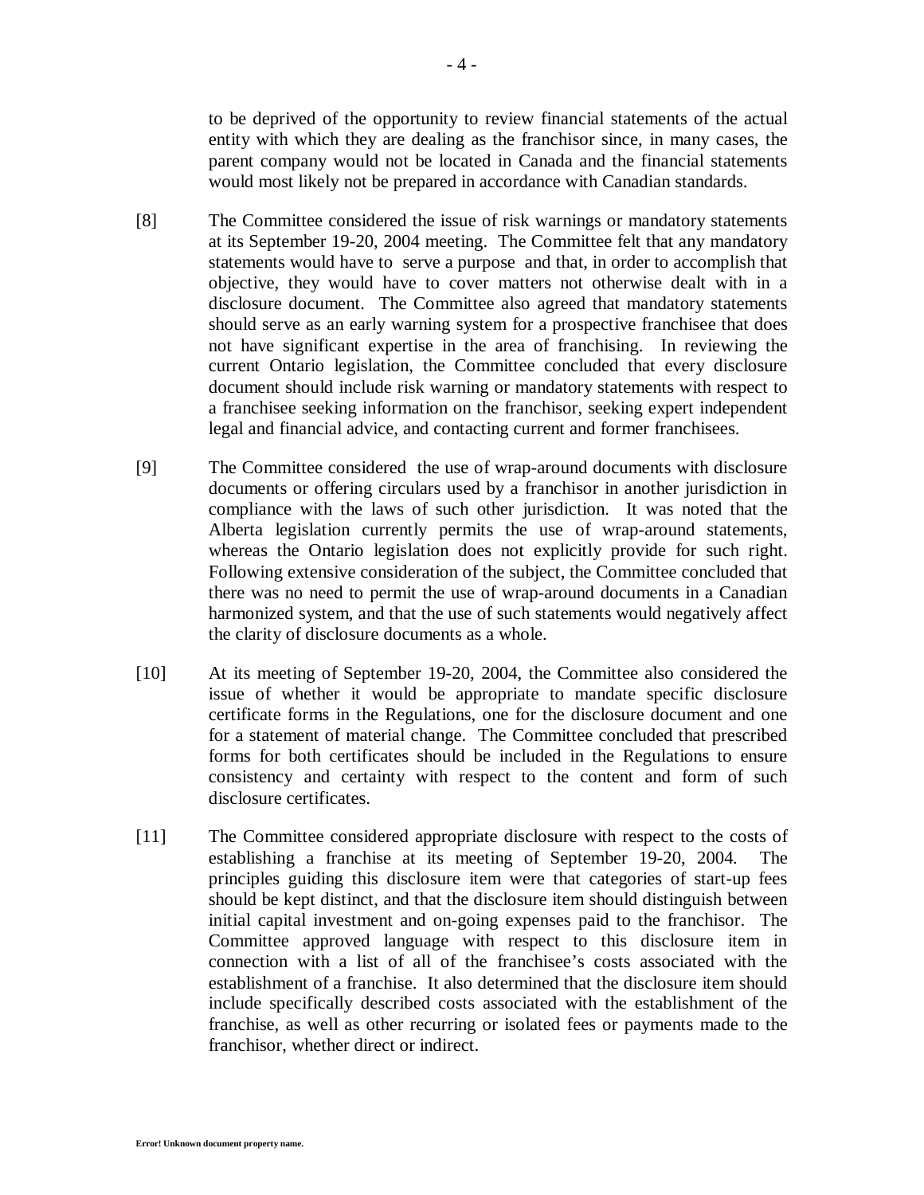to be deprived of the opportunity to review financial statements of the actual entity with which they are dealing as the franchisor since, in many cases, the parent company would not be located in Canada and the financial statements would most likely not be prepared in accordance with Canadian standards.

[8] The Committee considered the issue of risk warnings or mandatory statements at its September 19-20, 2004 meeting. The Committee felt that any mandatory statements would have to serve a purpose and that, in order to accomplish that objective, they would have to cover matters not otherwise dealt with in a disclosure document. The Committee also agreed that mandatory statements should serve as an early warning system for a prospective franchisee that does not have significant expertise in the area of franchising. In reviewing the current Ontario legislation, the Committee concluded that every disclosure document should include risk warning or mandatory statements with respect to a franchisee seeking information on the franchisor, seeking expert independent legal and financial advice, and contacting current and former franchisees.

[9] The Committee considered the use of wrap-around documents with disclosure documents or offering circulars used by a franchisor in another jurisdiction in compliance with the laws of such other jurisdiction. It was noted that the Alberta legislation currently permits the use of wrap-around statements, whereas the Ontario legislation does not explicitly provide for such right. Following extensive consideration of the subject, the Committee concluded that there was no need to permit the use of wrap-around documents in a Canadian harmonized system, and that the use of such statements would negatively affect the clarity of disclosure documents as a whole.

[10] At its meeting of September 19-20, 2004, the Committee also considered the issue of whether it would be appropriate to mandate specific disclosure certificate forms in the Regulations, one for the disclosure document and one for a statement of material change. The Committee concluded that prescribed forms for both certificates should be included in the Regulations to ensure consistency and certainty with respect to the content and form of such disclosure certificates.

[11] The Committee considered appropriate disclosure with respect to the costs of establishing a franchise at its meeting of September 19-20, 2004. The principles guiding this disclosure item were that categories of start-up fees should be kept distinct, and that the disclosure item should distinguish between initial capital investment and on-going expenses paid to the franchisor. The Committee approved language with respect to this disclosure item in connection with a list of all of the franchisee's costs associated with the establishment of a franchise. It also determined that the disclosure item should include specifically described costs associated with the establishment of the franchise, as well as other recurring or isolated fees or payments made to the franchisor, whether direct or indirect.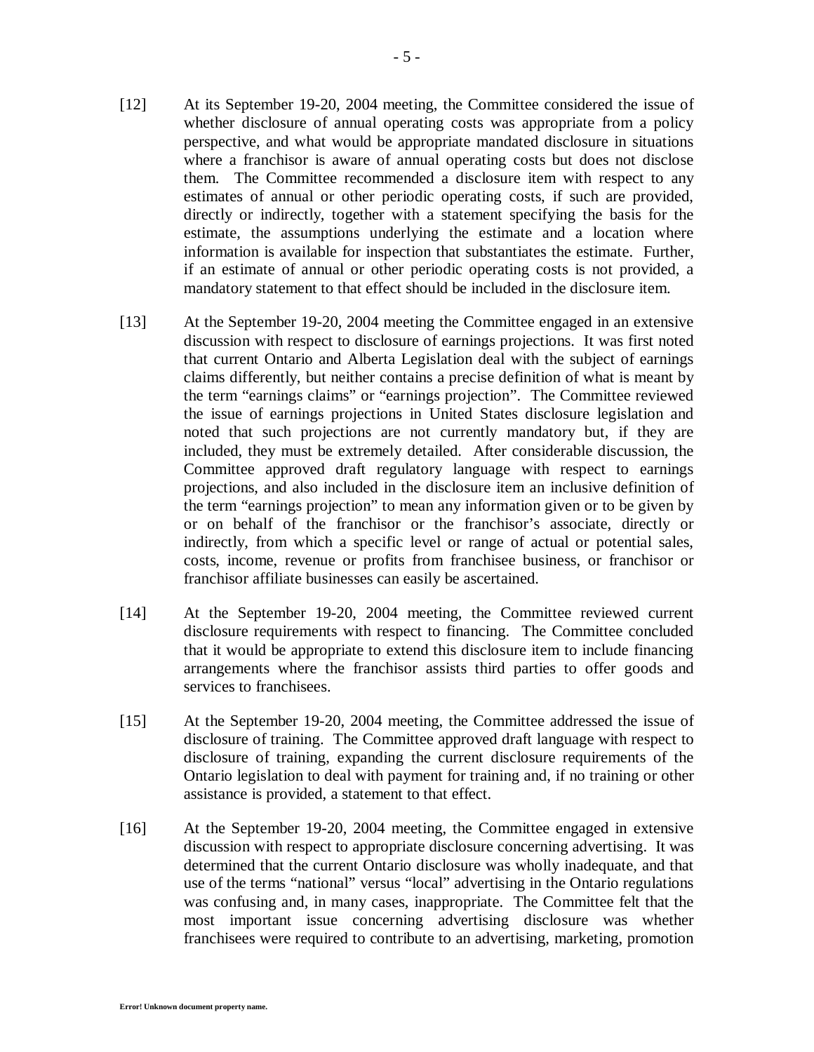[12] At its September 19-20, 2004 meeting, the Committee considered the issue of whether disclosure of annual operating costs was appropriate from a policy perspective, and what would be appropriate mandated disclosure in situations where a franchisor is aware of annual operating costs but does not disclose them. The Committee recommended a disclosure item with respect to any estimates of annual or other periodic operating costs, if such are provided, directly or indirectly, together with a statement specifying the basis for the estimate, the assumptions underlying the estimate and a location where information is available for inspection that substantiates the estimate. Further, if an estimate of annual or other periodic operating costs is not provided, a mandatory statement to that effect should be included in the disclosure item.

[13] At the September 19-20, 2004 meeting the Committee engaged in an extensive discussion with respect to disclosure of earnings projections. It was first noted that current Ontario and Alberta Legislation deal with the subject of earnings claims differently, but neither contains a precise definition of what is meant by the term "earnings claims" or "earnings projection". The Committee reviewed the issue of earnings projections in United States disclosure legislation and noted that such projections are not currently mandatory but, if they are included, they must be extremely detailed. After considerable discussion, the Committee approved draft regulatory language with respect to earnings projections, and also included in the disclosure item an inclusive definition of the term "earnings projection" to mean any information given or to be given by or on behalf of the franchisor or the franchisor's associate, directly or indirectly, from which a specific level or range of actual or potential sales, costs, income, revenue or profits from franchisee business, or franchisor or franchisor affiliate businesses can easily be ascertained.

[14] At the September 19-20, 2004 meeting, the Committee reviewed current disclosure requirements with respect to financing. The Committee concluded that it would be appropriate to extend this disclosure item to include financing arrangements where the franchisor assists third parties to offer goods and services to franchisees.

[15] At the September 19-20, 2004 meeting, the Committee addressed the issue of disclosure of training. The Committee approved draft language with respect to disclosure of training, expanding the current disclosure requirements of the Ontario legislation to deal with payment for training and, if no training or other assistance is provided, a statement to that effect.

[16] At the September 19-20, 2004 meeting, the Committee engaged in extensive discussion with respect to appropriate disclosure concerning advertising. It was determined that the current Ontario disclosure was wholly inadequate, and that use of the terms "national" versus "local" advertising in the Ontario regulations was confusing and, in many cases, inappropriate. The Committee felt that the most important issue concerning advertising disclosure was whether franchisees were required to contribute to an advertising, marketing, promotion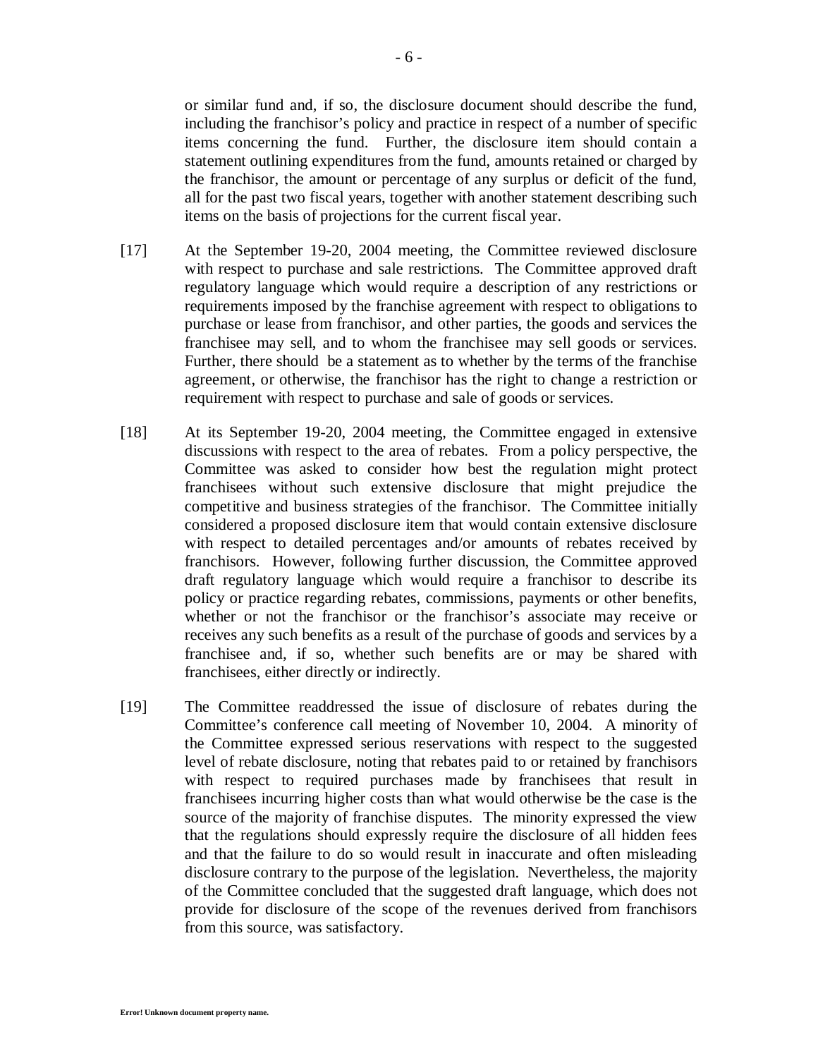or similar fund and, if so, the disclosure document should describe the fund, including the franchisor's policy and practice in respect of a number of specific items concerning the fund. Further, the disclosure item should contain a statement outlining expenditures from the fund, amounts retained or charged by the franchisor, the amount or percentage of any surplus or deficit of the fund, all for the past two fiscal years, together with another statement describing such items on the basis of projections for the current fiscal year.

[17] At the September 19-20, 2004 meeting, the Committee reviewed disclosure with respect to purchase and sale restrictions. The Committee approved draft regulatory language which would require a description of any restrictions or requirements imposed by the franchise agreement with respect to obligations to purchase or lease from franchisor, and other parties, the goods and services the franchisee may sell, and to whom the franchisee may sell goods or services. Further, there should be a statement as to whether by the terms of the franchise agreement, or otherwise, the franchisor has the right to change a restriction or requirement with respect to purchase and sale of goods or services.

[18] At its September 19-20, 2004 meeting, the Committee engaged in extensive discussions with respect to the area of rebates. From a policy perspective, the Committee was asked to consider how best the regulation might protect franchisees without such extensive disclosure that might prejudice the competitive and business strategies of the franchisor. The Committee initially considered a proposed disclosure item that would contain extensive disclosure with respect to detailed percentages and/or amounts of rebates received by franchisors. However, following further discussion, the Committee approved draft regulatory language which would require a franchisor to describe its policy or practice regarding rebates, commissions, payments or other benefits, whether or not the franchisor or the franchisor's associate may receive or receives any such benefits as a result of the purchase of goods and services by a franchisee and, if so, whether such benefits are or may be shared with franchisees, either directly or indirectly.

[19] The Committee readdressed the issue of disclosure of rebates during the Committee's conference call meeting of November 10, 2004. A minority of the Committee expressed serious reservations with respect to the suggested level of rebate disclosure, noting that rebates paid to or retained by franchisors with respect to required purchases made by franchisees that result in franchisees incurring higher costs than what would otherwise be the case is the source of the majority of franchise disputes. The minority expressed the view that the regulations should expressly require the disclosure of all hidden fees and that the failure to do so would result in inaccurate and often misleading disclosure contrary to the purpose of the legislation. Nevertheless, the majority of the Committee concluded that the suggested draft language, which does not provide for disclosure of the scope of the revenues derived from franchisors from this source, was satisfactory.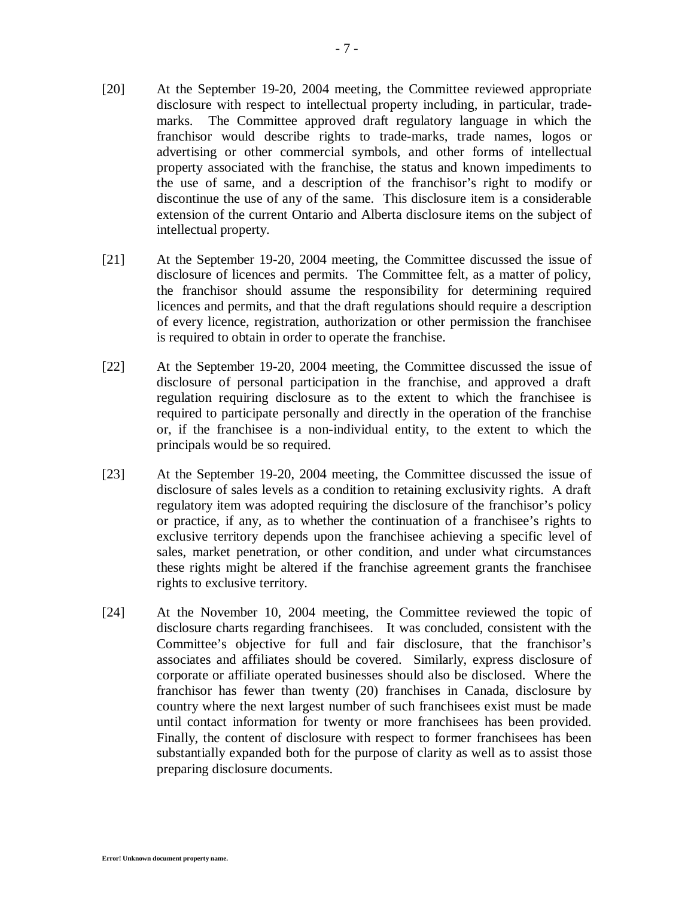[20] At the September 19-20, 2004 meeting, the Committee reviewed appropriate disclosure with respect to intellectual property including, in particular, trade-marks. The Committee approved draft regulatory language in which the franchisor would describe rights to trade-marks, trade names, logos or advertising or other commercial symbols, and other forms of intellectual property associated with the franchise, the status and known impediments to the use of same, and a description of the franchisor's right to modify or discontinue the use of any of the same. This disclosure item is a considerable extension of the current Ontario and Alberta disclosure items on the subject of intellectual property.

[21] At the September 19-20, 2004 meeting, the Committee discussed the issue of disclosure of licences and permits. The Committee felt, as a matter of policy, the franchisor should assume the responsibility for determining required licences and permits, and that the draft regulations should require a description of every licence, registration, authorization or other permission the franchisee is required to obtain in order to operate the franchise.

[22] At the September 19-20, 2004 meeting, the Committee discussed the issue of disclosure of personal participation in the franchise, and approved a draft regulation requiring disclosure as to the extent to which the franchisee is required to participate personally and directly in the operation of the franchise or, if the franchisee is a non-individual entity, to the extent to which the principals would be so required.

[23] At the September 19-20, 2004 meeting, the Committee discussed the issue of disclosure of sales levels as a condition to retaining exclusivity rights. A draft regulatory item was adopted requiring the disclosure of the franchisor's policy or practice, if any, as to whether the continuation of a franchisee's rights to exclusive territory depends upon the franchisee achieving a specific level of sales, market penetration, or other condition, and under what circumstances these rights might be altered if the franchise agreement grants the franchisee rights to exclusive territory.

[24] At the November 10, 2004 meeting, the Committee reviewed the topic of disclosure charts regarding franchisees. It was concluded, consistent with the Committee's objective for full and fair disclosure, that the franchisor's associates and affiliates should be covered. Similarly, express disclosure of corporate or affiliate operated businesses should also be disclosed. Where the franchisor has fewer than twenty (20) franchises in Canada, disclosure by country where the next largest number of such franchisees exist must be made until contact information for twenty or more franchisees has been provided. Finally, the content of disclosure with respect to former franchisees has been substantially expanded both for the purpose of clarity as well as to assist those preparing disclosure documents.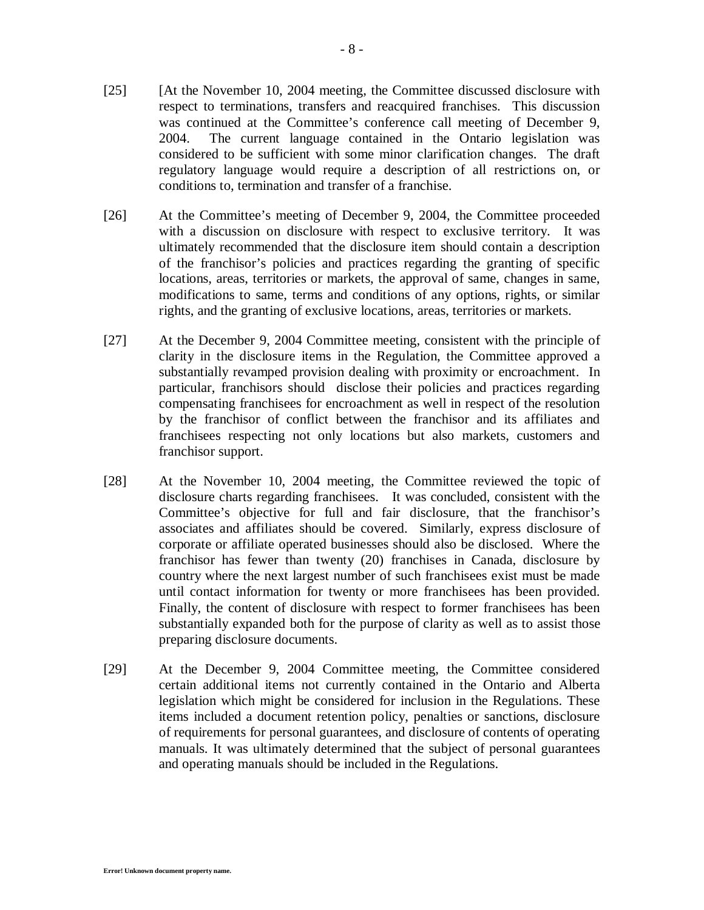[25] [At the November 10, 2004 meeting, the Committee discussed disclosure with respect to terminations, transfers and reacquired franchises. This discussion was continued at the Committee's conference call meeting of December 9, 2004. The current language contained in the Ontario legislation was considered to be sufficient with some minor clarification changes. The draft regulatory language would require a description of all restrictions on, or conditions to, termination and transfer of a franchise.

[26] At the Committee's meeting of December 9, 2004, the Committee proceeded with a discussion on disclosure with respect to exclusive territory. It was ultimately recommended that the disclosure item should contain a description of the franchisor's policies and practices regarding the granting of specific locations, areas, territories or markets, the approval of same, changes in same, modifications to same, terms and conditions of any options, rights, or similar rights, and the granting of exclusive locations, areas, territories or markets.

[27] At the December 9, 2004 Committee meeting, consistent with the principle of clarity in the disclosure items in the Regulation, the Committee approved a substantially revamped provision dealing with proximity or encroachment. In particular, franchisors should disclose their policies and practices regarding compensating franchisees for encroachment as well in respect of the resolution by the franchisor of conflict between the franchisor and its affiliates and franchisees respecting not only locations but also markets, customers and franchisor support.

[28] At the November 10, 2004 meeting, the Committee reviewed the topic of disclosure charts regarding franchisees. It was concluded, consistent with the Committee's objective for full and fair disclosure, that the franchisor's associates and affiliates should be covered. Similarly, express disclosure of corporate or affiliate operated businesses should also be disclosed. Where the franchisor has fewer than twenty (20) franchises in Canada, disclosure by country where the next largest number of such franchisees exist must be made until contact information for twenty or more franchisees has been provided. Finally, the content of disclosure with respect to former franchisees has been substantially expanded both for the purpose of clarity as well as to assist those preparing disclosure documents.

[29] At the December 9, 2004 Committee meeting, the Committee considered certain additional items not currently contained in the Ontario and Alberta legislation which might be considered for inclusion in the Regulations. These items included a document retention policy, penalties or sanctions, disclosure of requirements for personal guarantees, and disclosure of contents of operating manuals. It was ultimately determined that the subject of personal guarantees and operating manuals should be included in the Regulations.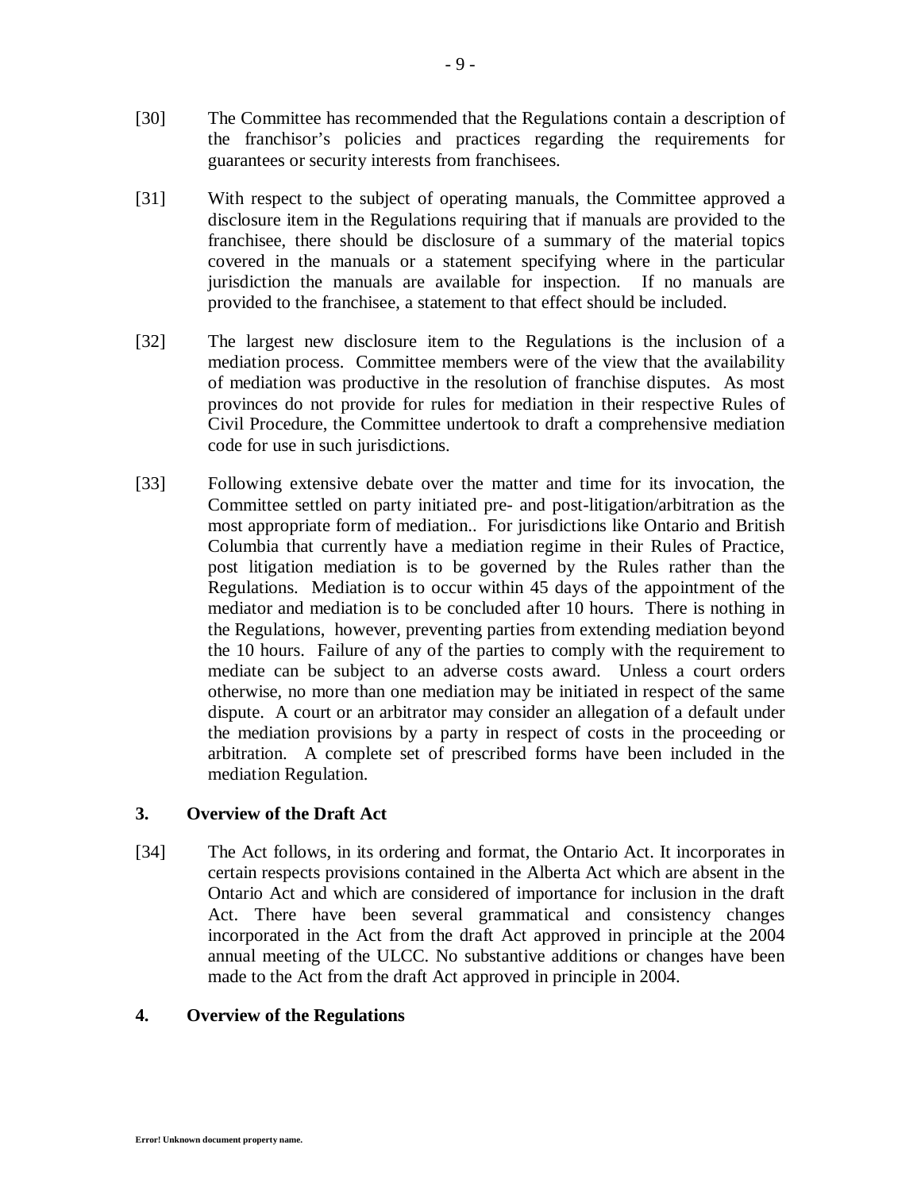[30] The Committee has recommended that the Regulations contain a description of the franchisor's policies and practices regarding the requirements for guarantees or security interests from franchisees.

[31] With respect to the subject of operating manuals, the Committee approved a disclosure item in the Regulations requiring that if manuals are provided to the franchisee, there should be disclosure of a summary of the material topics covered in the manuals or a statement specifying where in the particular jurisdiction the manuals are available for inspection. If no manuals are provided to the franchisee, a statement to that effect should be included.

[32] The largest new disclosure item to the Regulations is the inclusion of a mediation process. Committee members were of the view that the availability of mediation was productive in the resolution of franchise disputes. As most provinces do not provide for rules for mediation in their respective Rules of Civil Procedure, the Committee undertook to draft a comprehensive mediation code for use in such jurisdictions.

[33] Following extensive debate over the matter and time for its invocation, the Committee settled on party initiated pre- and post-litigation/arbitration as the most appropriate form of mediation.. For jurisdictions like Ontario and British Columbia that currently have a mediation regime in their Rules of Practice, post litigation mediation is to be governed by the Rules rather than the Regulations. Mediation is to occur within 45 days of the appointment of the mediator and mediation is to be concluded after 10 hours. There is nothing in the Regulations, however, preventing parties from extending mediation beyond the 10 hours. Failure of any of the parties to comply with the requirement to mediate can be subject to an adverse costs award. Unless a court orders otherwise, no more than one mediation may be initiated in respect of the same dispute. A court or an arbitrator may consider an allegation of a default under the mediation provisions by a party in respect of costs in the proceeding or arbitration. A complete set of prescribed forms have been included in the mediation Regulation.

## 3. Overview of the Draft Act

[34] The Act follows, in its ordering and format, the Ontario Act. It incorporates in certain respects provisions contained in the Alberta Act which are absent in the Ontario Act and which are considered of importance for inclusion in the draft Act. There have been several grammatical and consistency changes incorporated in the Act from the draft Act approved in principle at the 2004 annual meeting of the ULCC. No substantive additions or changes have been made to the Act from the draft Act approved in principle in 2004.

## 4. Overview of the Regulations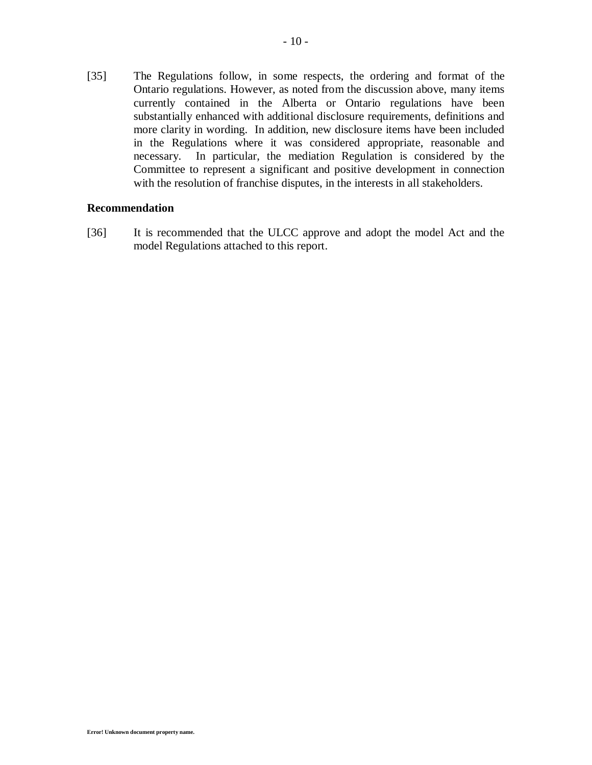[35] The Regulations follow, in some respects, the ordering and format of the Ontario regulations. However, as noted from the discussion above, many items currently contained in the Alberta or Ontario regulations have been substantially enhanced with additional disclosure requirements, definitions and more clarity in wording. In addition, new disclosure items have been included in the Regulations where it was considered appropriate, reasonable and necessary. In particular, the mediation Regulation is considered by the Committee to represent a significant and positive development in connection with the resolution of franchise disputes, in the interests in all stakeholders.

**Recommendation**

[36] It is recommended that the ULCC approve and adopt the model Act and the model Regulations attached to this report.